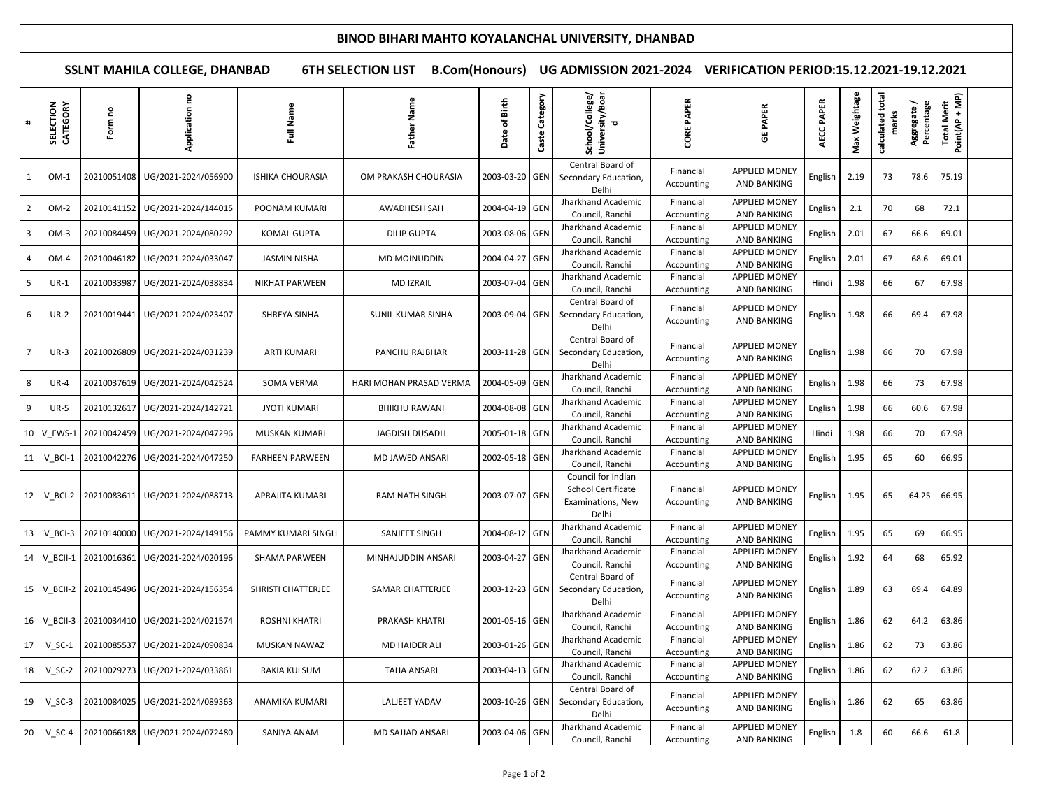# BINOD BIHARI MAHTO KOYALANCHAL UNIVERSITY, DHANBAD

## SSLNT MAHILA COLLEGE, DHANBAD 6TH SELECTION LIST B.Com(Honours) UG ADMISSION 2021-2024 VERIFICATION PERIOD:15.12.2021-19.12.2021

| # | SELECTION CATEGORY | Form no | Application no | Full Name | Father Name | Date of Birth | Caste Category | School/College/ University/Board | CORE PAPER | GE PAPER | AECC PAPER | Max Weightage | calculated total marks | Aggregate / Percentage | Total Merit Point(AP + MP) |
|---|---|---|---|---|---|---|---|---|---|---|---|---|---|---|---|
| 1 | OM-1 | 20210051408 | UG/2021-2024/056900 | ISHIKA CHOURASIA | OM PRAKASH CHOURASIA | 2003-03-20 | GEN | Central Board of Secondary Education, Delhi | Financial Accounting | APPLIED MONEY AND BANKING | English | 2.19 | 73 | 78.6 | 75.19 |
| 2 | OM-2 | 20210141152 | UG/2021-2024/144015 | POONAM KUMARI | AWADHESH SAH | 2004-04-19 | GEN | Jharkhand Academic Council, Ranchi | Financial Accounting | APPLIED MONEY AND BANKING | English | 2.1 | 70 | 68 | 72.1 |
| 3 | OM-3 | 20210084459 | UG/2021-2024/080292 | KOMAL GUPTA | DILIP GUPTA | 2003-08-06 | GEN | Jharkhand Academic Council, Ranchi | Financial Accounting | APPLIED MONEY AND BANKING | English | 2.01 | 67 | 66.6 | 69.01 |
| 4 | OM-4 | 20210046182 | UG/2021-2024/033047 | JASMIN NISHA | MD MOINUDDIN | 2004-04-27 | GEN | Jharkhand Academic Council, Ranchi | Financial Accounting | APPLIED MONEY AND BANKING | English | 2.01 | 67 | 68.6 | 69.01 |
| 5 | UR-1 | 20210033987 | UG/2021-2024/038834 | NIKHAT PARWEEN | MD IZRAIL | 2003-07-04 | GEN | Jharkhand Academic Council, Ranchi | Financial Accounting | APPLIED MONEY AND BANKING | Hindi | 1.98 | 66 | 67 | 67.98 |
| 6 | UR-2 | 20210019441 | UG/2021-2024/023407 | SHREYA SINHA | SUNIL KUMAR SINHA | 2003-09-04 | GEN | Central Board of Secondary Education, Delhi | Financial Accounting | APPLIED MONEY AND BANKING | English | 1.98 | 66 | 69.4 | 67.98 |
| 7 | UR-3 | 20210026809 | UG/2021-2024/031239 | ARTI KUMARI | PANCHU RAJBHAR | 2003-11-28 | GEN | Central Board of Secondary Education, Delhi | Financial Accounting | APPLIED MONEY AND BANKING | English | 1.98 | 66 | 70 | 67.98 |
| 8 | UR-4 | 20210037619 | UG/2021-2024/042524 | SOMA VERMA | HARI MOHAN PRASAD VERMA | 2004-05-09 | GEN | Jharkhand Academic Council, Ranchi | Financial Accounting | APPLIED MONEY AND BANKING | English | 1.98 | 66 | 73 | 67.98 |
| 9 | UR-5 | 20210132617 | UG/2021-2024/142721 | JYOTI KUMARI | BHIKHU RAWANI | 2004-08-08 | GEN | Jharkhand Academic Council, Ranchi | Financial Accounting | APPLIED MONEY AND BANKING | English | 1.98 | 66 | 60.6 | 67.98 |
| 10 | V_EWS-1 | 20210042459 | UG/2021-2024/047296 | MUSKAN KUMARI | JAGDISH DUSADH | 2005-01-18 | GEN | Jharkhand Academic Council, Ranchi | Financial Accounting | APPLIED MONEY AND BANKING | Hindi | 1.98 | 66 | 70 | 67.98 |
| 11 | V_BCI-1 | 20210042276 | UG/2021-2024/047250 | FARHEEN PARWEEN | MD JAWED ANSARI | 2002-05-18 | GEN | Jharkhand Academic Council, Ranchi | Financial Accounting | APPLIED MONEY AND BANKING | English | 1.95 | 65 | 60 | 66.95 |
| 12 | V_BCI-2 | 20210083611 | UG/2021-2024/088713 | APRAJITA KUMARI | RAM NATH SINGH | 2003-07-07 | GEN | Council for Indian School Certificate Examinations, New Delhi | Financial Accounting | APPLIED MONEY AND BANKING | English | 1.95 | 65 | 64.25 | 66.95 |
| 13 | V_BCI-3 | 20210140000 | UG/2021-2024/149156 | PAMMY KUMARI SINGH | SANJEET SINGH | 2004-08-12 | GEN | Jharkhand Academic Council, Ranchi | Financial Accounting | APPLIED MONEY AND BANKING | English | 1.95 | 65 | 69 | 66.95 |
| 14 | V_BCII-1 | 20210016361 | UG/2021-2024/020196 | SHAMA PARWEEN | MINHAJUDDIN ANSARI | 2003-04-27 | GEN | Jharkhand Academic Council, Ranchi | Financial Accounting | APPLIED MONEY AND BANKING | English | 1.92 | 64 | 68 | 65.92 |
| 15 | V_BCII-2 | 20210145496 | UG/2021-2024/156354 | SHRISTI CHATTERJEE | SAMAR CHATTERJEE | 2003-12-23 | GEN | Central Board of Secondary Education, Delhi | Financial Accounting | APPLIED MONEY AND BANKING | English | 1.89 | 63 | 69.4 | 64.89 |
| 16 | V_BCII-3 | 20210034410 | UG/2021-2024/021574 | ROSHNI KHATRI | PRAKASH KHATRI | 2001-05-16 | GEN | Jharkhand Academic Council, Ranchi | Financial Accounting | APPLIED MONEY AND BANKING | English | 1.86 | 62 | 64.2 | 63.86 |
| 17 | V_SC-1 | 20210085537 | UG/2021-2024/090834 | MUSKAN NAWAZ | MD HAIDER ALI | 2003-01-26 | GEN | Jharkhand Academic Council, Ranchi | Financial Accounting | APPLIED MONEY AND BANKING | English | 1.86 | 62 | 73 | 63.86 |
| 18 | V_SC-2 | 20210029273 | UG/2021-2024/033861 | RAKIA KULSUM | TAHA ANSARI | 2003-04-13 | GEN | Jharkhand Academic Council, Ranchi | Financial Accounting | APPLIED MONEY AND BANKING | English | 1.86 | 62 | 62.2 | 63.86 |
| 19 | V_SC-3 | 20210084025 | UG/2021-2024/089363 | ANAMIKA KUMARI | LALJEET YADAV | 2003-10-26 | GEN | Central Board of Secondary Education, Delhi | Financial Accounting | APPLIED MONEY AND BANKING | English | 1.86 | 62 | 65 | 63.86 |
| 20 | V_SC-4 | 20210066188 | UG/2021-2024/072480 | SANIYA ANAM | MD SAJJAD ANSARI | 2003-04-06 | GEN | Jharkhand Academic Council, Ranchi | Financial Accounting | APPLIED MONEY AND BANKING | English | 1.8 | 60 | 66.6 | 61.8 |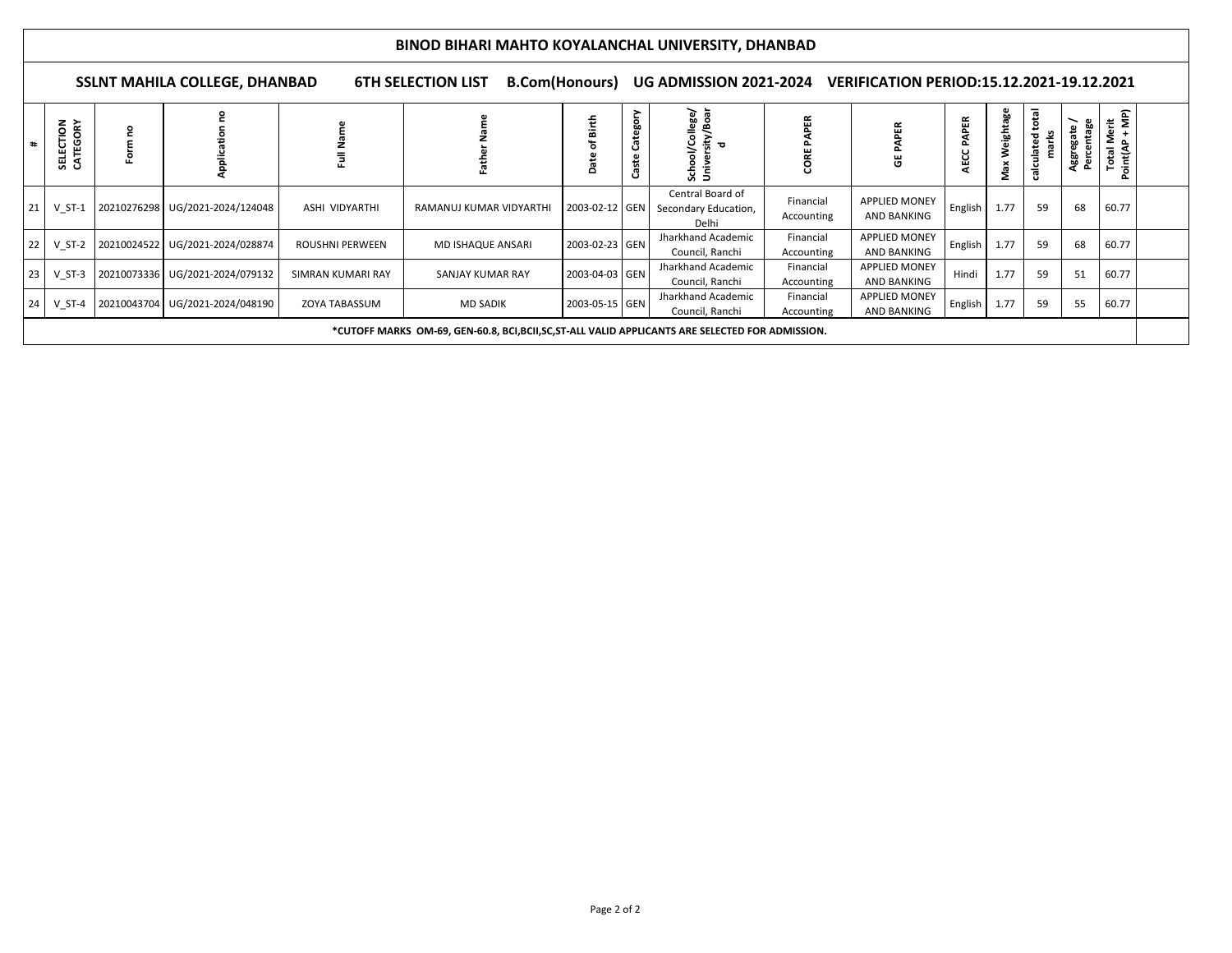# BINOD BIHARI MAHTO KOYALANCHAL UNIVERSITY, DHANBAD

## SSLNT MAHILA COLLEGE, DHANBAD 6TH SELECTION LIST B.Com(Honours) UG ADMISSION 2021-2024 VERIFICATION PERIOD:15.12.2021-19.12.2021

| # | SELECTION CATEGORY | Form no | Application no | Full Name | Father Name | Date of Birth | Caste Category | School/College/ University/Board | CORE PAPER | GE PAPER | AECC PAPER | Max Weightage | calculated total marks | Aggregate / Percentage | Total Merit Point(AP + MP) | |
|---|---|---|---|---|---|---|---|---|---|---|---|---|---|---|---|---|
| 21 | V_ST-1 | 20210276298 | UG/2021-2024/124048 | ASHI VIDYARTHI | RAMANUJ KUMAR VIDYARTHI | 2003-02-12 | GEN | Central Board of Secondary Education, Delhi | Financial Accounting | APPLIED MONEY AND BANKING | English | 1.77 | 59 | 68 | 60.77 | |
| 22 | V_ST-2 | 20210024522 | UG/2021-2024/028874 | ROUSHNI PERWEEN | MD ISHAQUE ANSARI | 2003-02-23 | GEN | Jharkhand Academic Council, Ranchi | Financial Accounting | APPLIED MONEY AND BANKING | English | 1.77 | 59 | 68 | 60.77 | |
| 23 | V_ST-3 | 20210073336 | UG/2021-2024/079132 | SIMRAN KUMARI RAY | SANJAY KUMAR RAY | 2003-04-03 | GEN | Jharkhand Academic Council, Ranchi | Financial Accounting | APPLIED MONEY AND BANKING | Hindi | 1.77 | 59 | 51 | 60.77 | |
| 24 | V_ST-4 | 20210043704 | UG/2021-2024/048190 | ZOYA TABASSUM | MD SADIK | 2003-05-15 | GEN | Jharkhand Academic Council, Ranchi | Financial Accounting | APPLIED MONEY AND BANKING | English | 1.77 | 59 | 55 | 60.77 | |

**\*CUTOFF MARKS OM-69, GEN-60.8, BCI,BCII,SC,ST-ALL VALID APPLICANTS ARE SELECTED FOR ADMISSION.**